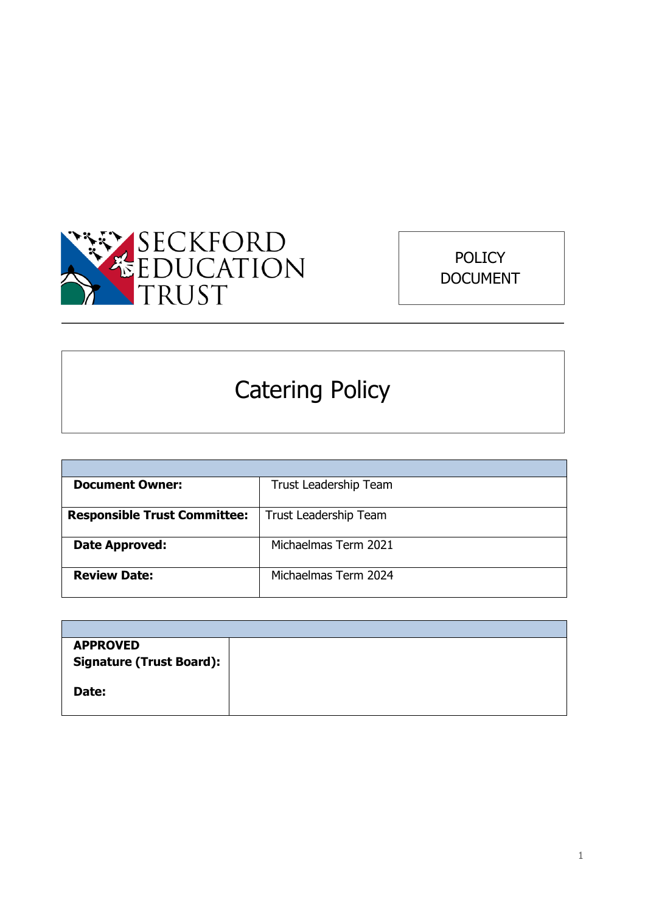SECKFORD EDUCATION TRUST

POLICY DOCUMENT

# Catering Policy

| | |
|---|---|
| **Document Owner:** | Trust Leadership Team |
| **Responsible Trust Committee:** | Trust Leadership Team |
| **Date Approved:** | Michaelmas Term 2021 |
| **Review Date:** | Michaelmas Term 2024 |

| | |
|---|---|
| **APPROVED Signature (Trust Board):** <br><br> **Date:** | |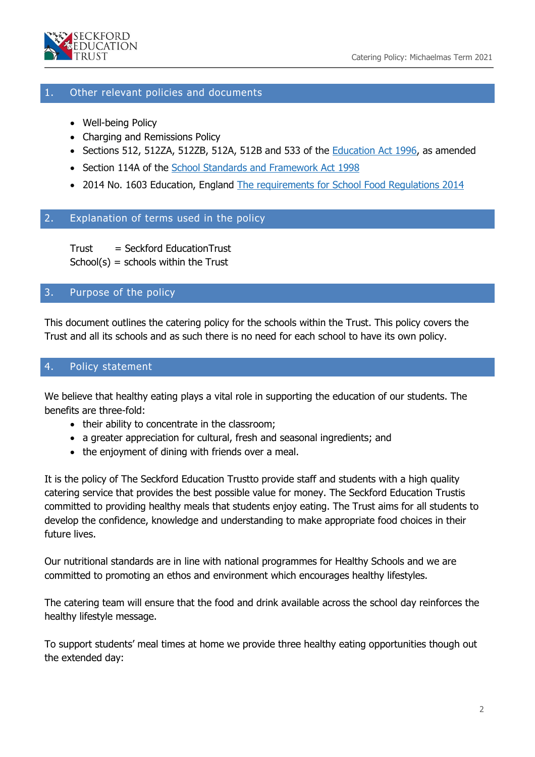## 1. Other relevant policies and documents

- Well-being Policy
- Charging and Remissions Policy
- Sections 512, 512ZA, 512ZB, 512A, 512B and 533 of the Education Act 1996, as amended
- Section 114A of the School Standards and Framework Act 1998
- 2014 No. 1603 Education, England The requirements for School Food Regulations 2014

## 2. Explanation of terms used in the policy

Trust = Seckford EducationTrust
School(s) = schools within the Trust

## 3. Purpose of the policy

This document outlines the catering policy for the schools within the Trust. This policy covers the Trust and all its schools and as such there is no need for each school to have its own policy.

## 4. Policy statement

We believe that healthy eating plays a vital role in supporting the education of our students. The benefits are three-fold:

- their ability to concentrate in the classroom;
- a greater appreciation for cultural, fresh and seasonal ingredients; and
- the enjoyment of dining with friends over a meal.

It is the policy of The Seckford Education Trustto provide staff and students with a high quality catering service that provides the best possible value for money. The Seckford Education Trustis committed to providing healthy meals that students enjoy eating. The Trust aims for all students to develop the confidence, knowledge and understanding to make appropriate food choices in their future lives.

Our nutritional standards are in line with national programmes for Healthy Schools and we are committed to promoting an ethos and environment which encourages healthy lifestyles.

The catering team will ensure that the food and drink available across the school day reinforces the healthy lifestyle message.

To support students' meal times at home we provide three healthy eating opportunities though out the extended day: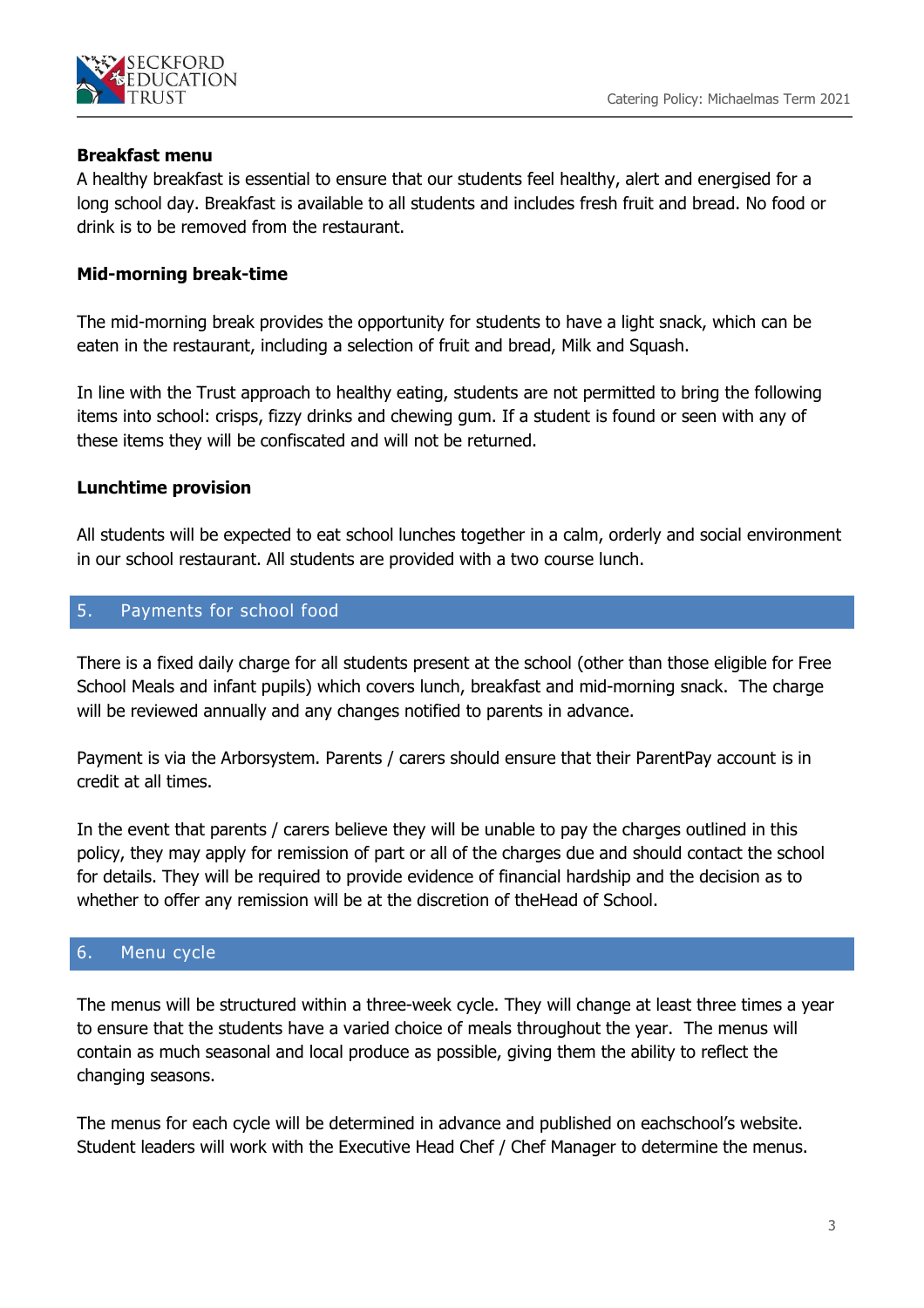**Breakfast menu**

A healthy breakfast is essential to ensure that our students feel healthy, alert and energised for a long school day. Breakfast is available to all students and includes fresh fruit and bread. No food or drink is to be removed from the restaurant.

**Mid-morning break-time**

The mid-morning break provides the opportunity for students to have a light snack, which can be eaten in the restaurant, including a selection of fruit and bread, Milk and Squash.

In line with the Trust approach to healthy eating, students are not permitted to bring the following items into school: crisps, fizzy drinks and chewing gum. If a student is found or seen with any of these items they will be confiscated and will not be returned.

**Lunchtime provision**

All students will be expected to eat school lunches together in a calm, orderly and social environment in our school restaurant. All students are provided with a two course lunch.

## 5. Payments for school food

There is a fixed daily charge for all students present at the school (other than those eligible for Free School Meals and infant pupils) which covers lunch, breakfast and mid-morning snack. The charge will be reviewed annually and any changes notified to parents in advance.

Payment is via the Arborsystem. Parents / carers should ensure that their ParentPay account is in credit at all times.

In the event that parents / carers believe they will be unable to pay the charges outlined in this policy, they may apply for remission of part or all of the charges due and should contact the school for details. They will be required to provide evidence of financial hardship and the decision as to whether to offer any remission will be at the discretion of theHead of School.

## 6. Menu cycle

The menus will be structured within a three-week cycle. They will change at least three times a year to ensure that the students have a varied choice of meals throughout the year. The menus will contain as much seasonal and local produce as possible, giving them the ability to reflect the changing seasons.

The menus for each cycle will be determined in advance and published on eachschool's website. Student leaders will work with the Executive Head Chef / Chef Manager to determine the menus.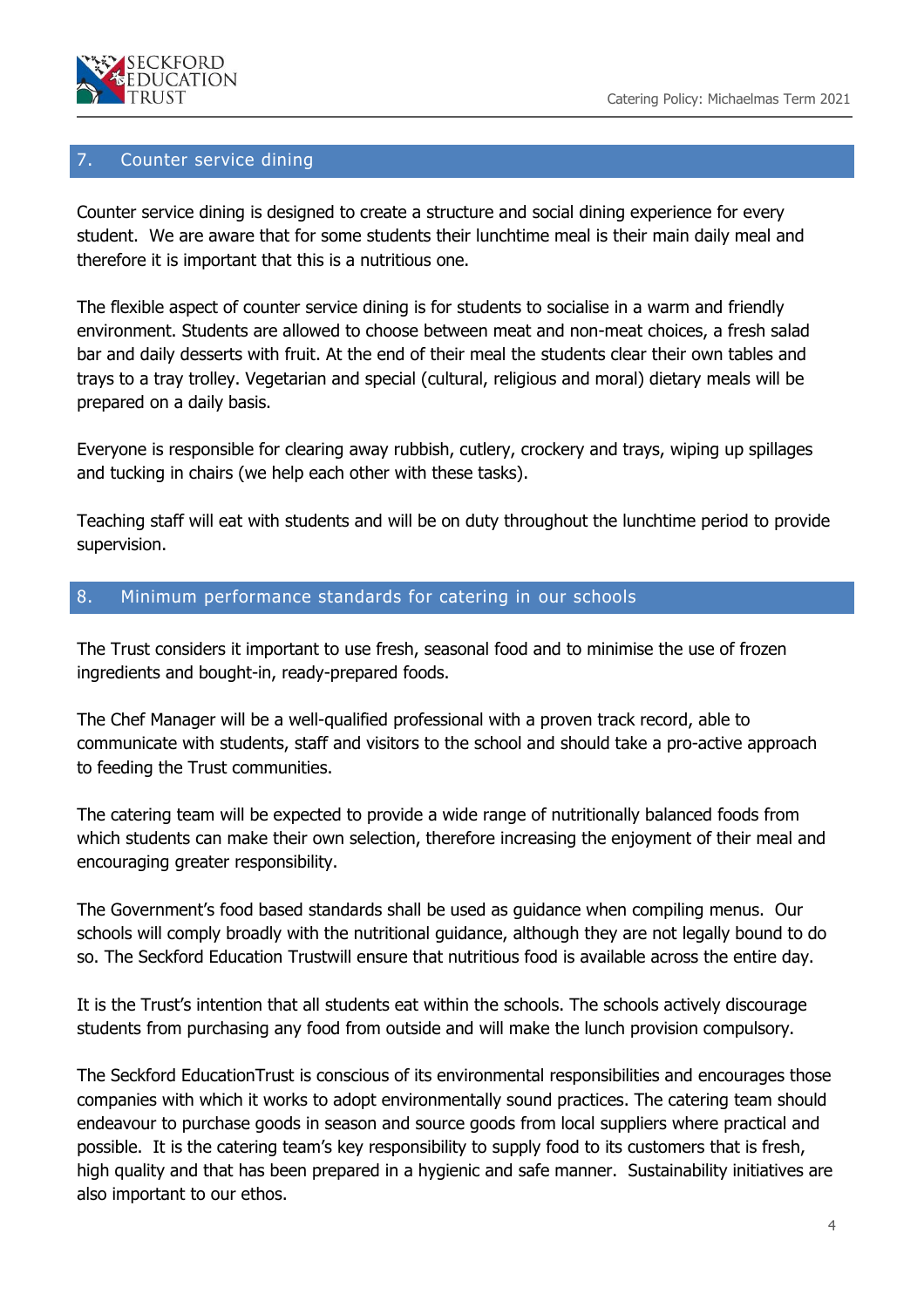## 7. Counter service dining

Counter service dining is designed to create a structure and social dining experience for every student. We are aware that for some students their lunchtime meal is their main daily meal and therefore it is important that this is a nutritious one.

The flexible aspect of counter service dining is for students to socialise in a warm and friendly environment. Students are allowed to choose between meat and non-meat choices, a fresh salad bar and daily desserts with fruit. At the end of their meal the students clear their own tables and trays to a tray trolley. Vegetarian and special (cultural, religious and moral) dietary meals will be prepared on a daily basis.

Everyone is responsible for clearing away rubbish, cutlery, crockery and trays, wiping up spillages and tucking in chairs (we help each other with these tasks).

Teaching staff will eat with students and will be on duty throughout the lunchtime period to provide supervision.

## 8. Minimum performance standards for catering in our schools

The Trust considers it important to use fresh, seasonal food and to minimise the use of frozen ingredients and bought-in, ready-prepared foods.

The Chef Manager will be a well-qualified professional with a proven track record, able to communicate with students, staff and visitors to the school and should take a pro-active approach to feeding the Trust communities.

The catering team will be expected to provide a wide range of nutritionally balanced foods from which students can make their own selection, therefore increasing the enjoyment of their meal and encouraging greater responsibility.

The Government's food based standards shall be used as guidance when compiling menus. Our schools will comply broadly with the nutritional guidance, although they are not legally bound to do so. The Seckford Education Trustwill ensure that nutritious food is available across the entire day.

It is the Trust's intention that all students eat within the schools. The schools actively discourage students from purchasing any food from outside and will make the lunch provision compulsory.

The Seckford EducationTrust is conscious of its environmental responsibilities and encourages those companies with which it works to adopt environmentally sound practices. The catering team should endeavour to purchase goods in season and source goods from local suppliers where practical and possible. It is the catering team's key responsibility to supply food to its customers that is fresh, high quality and that has been prepared in a hygienic and safe manner. Sustainability initiatives are also important to our ethos.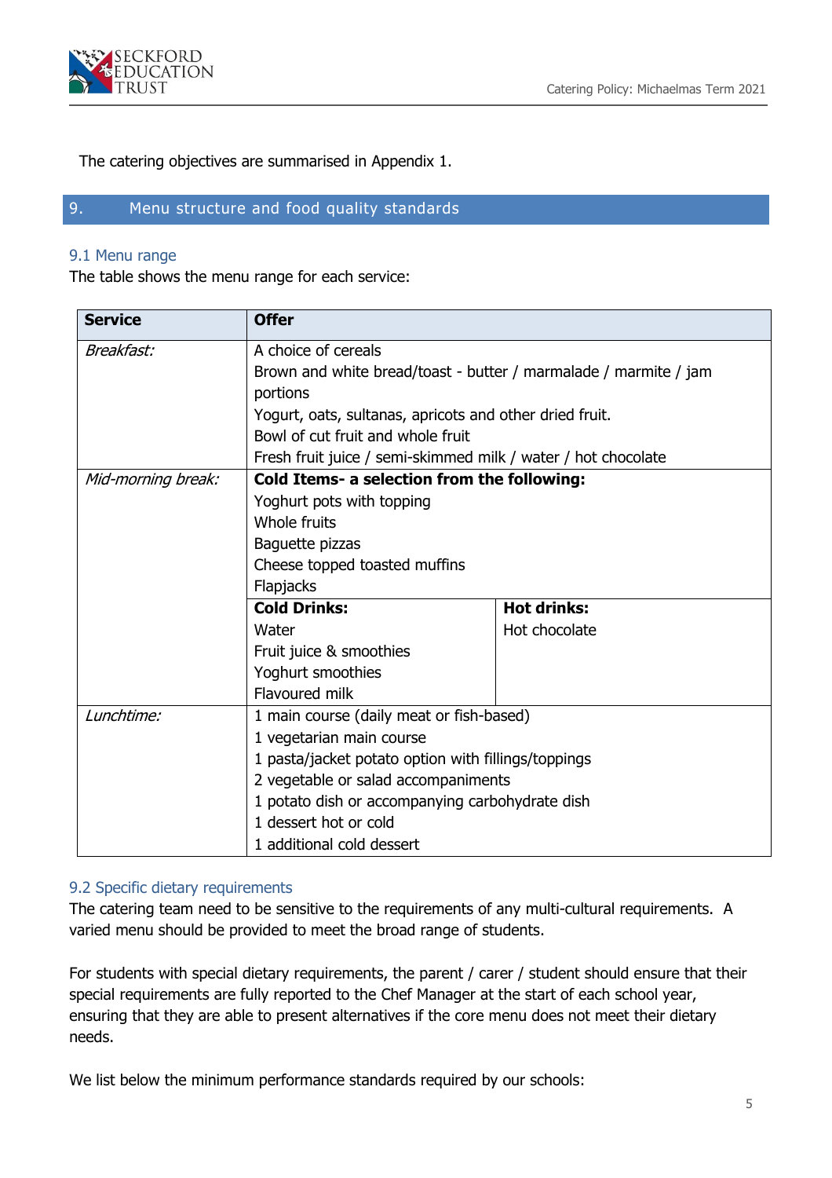The catering objectives are summarised in Appendix 1.

## 9. Menu structure and food quality standards

### 9.1 Menu range

The table shows the menu range for each service:

| Service | Offer | |
|---|---|---|
| *Breakfast:* | A choice of cereals<br>Brown and white bread/toast - butter / marmalade / marmite / jam portions<br>Yogurt, oats, sultanas, apricots and other dried fruit.<br>Bowl of cut fruit and whole fruit<br>Fresh fruit juice / semi-skimmed milk / water / hot chocolate | |
| *Mid-morning break:* | **Cold Items- a selection from the following:**<br>Yoghurt pots with topping<br>Whole fruits<br>Baguette pizzas<br>Cheese topped toasted muffins<br>Flapjacks | |
| | **Cold Drinks:**<br>Water<br>Fruit juice & smoothies<br>Yoghurt smoothies<br>Flavoured milk | **Hot drinks:**<br>Hot chocolate |
| *Lunchtime:* | 1 main course (daily meat or fish-based)<br>1 vegetarian main course<br>1 pasta/jacket potato option with fillings/toppings<br>2 vegetable or salad accompaniments<br>1 potato dish or accompanying carbohydrate dish<br>1 dessert hot or cold<br>1 additional cold dessert | |

### 9.2 Specific dietary requirements

The catering team need to be sensitive to the requirements of any multi-cultural requirements. A varied menu should be provided to meet the broad range of students.

For students with special dietary requirements, the parent / carer / student should ensure that their special requirements are fully reported to the Chef Manager at the start of each school year, ensuring that they are able to present alternatives if the core menu does not meet their dietary needs.

We list below the minimum performance standards required by our schools: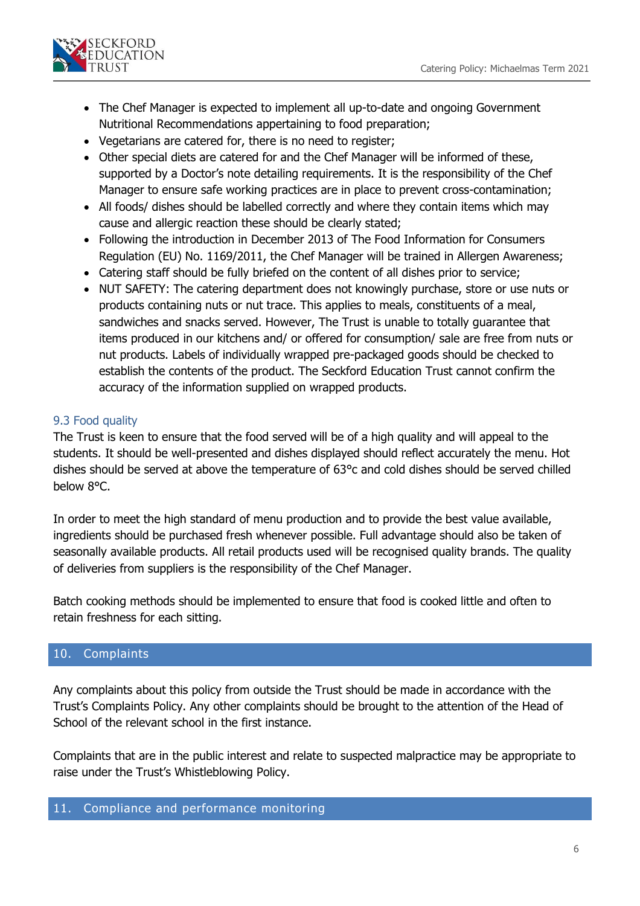- The Chef Manager is expected to implement all up-to-date and ongoing Government Nutritional Recommendations appertaining to food preparation;
- Vegetarians are catered for, there is no need to register;
- Other special diets are catered for and the Chef Manager will be informed of these, supported by a Doctor's note detailing requirements. It is the responsibility of the Chef Manager to ensure safe working practices are in place to prevent cross-contamination;
- All foods/ dishes should be labelled correctly and where they contain items which may cause and allergic reaction these should be clearly stated;
- Following the introduction in December 2013 of The Food Information for Consumers Regulation (EU) No. 1169/2011, the Chef Manager will be trained in Allergen Awareness;
- Catering staff should be fully briefed on the content of all dishes prior to service;
- NUT SAFETY: The catering department does not knowingly purchase, store or use nuts or products containing nuts or nut trace. This applies to meals, constituents of a meal, sandwiches and snacks served. However, The Trust is unable to totally guarantee that items produced in our kitchens and/ or offered for consumption/ sale are free from nuts or nut products. Labels of individually wrapped pre-packaged goods should be checked to establish the contents of the product. The Seckford Education Trust cannot confirm the accuracy of the information supplied on wrapped products.

### 9.3 Food quality

The Trust is keen to ensure that the food served will be of a high quality and will appeal to the students. It should be well-presented and dishes displayed should reflect accurately the menu. Hot dishes should be served at above the temperature of 63°c and cold dishes should be served chilled below 8°C.

In order to meet the high standard of menu production and to provide the best value available, ingredients should be purchased fresh whenever possible. Full advantage should also be taken of seasonally available products. All retail products used will be recognised quality brands. The quality of deliveries from suppliers is the responsibility of the Chef Manager.

Batch cooking methods should be implemented to ensure that food is cooked little and often to retain freshness for each sitting.

## 10. Complaints

Any complaints about this policy from outside the Trust should be made in accordance with the Trust's Complaints Policy. Any other complaints should be brought to the attention of the Head of School of the relevant school in the first instance.

Complaints that are in the public interest and relate to suspected malpractice may be appropriate to raise under the Trust's Whistleblowing Policy.

## 11. Compliance and performance monitoring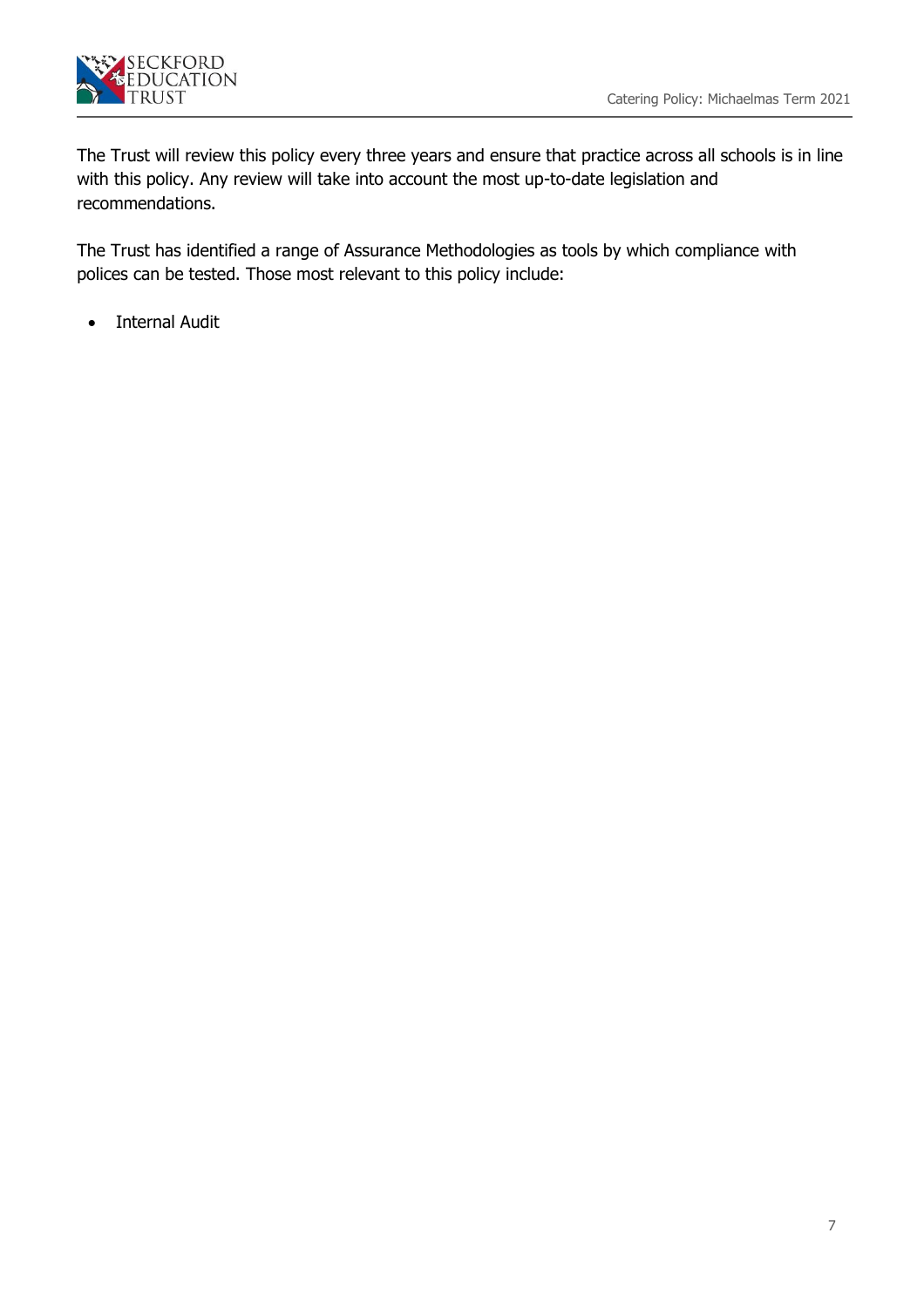The Trust will review this policy every three years and ensure that practice across all schools is in line with this policy. Any review will take into account the most up-to-date legislation and recommendations.

The Trust has identified a range of Assurance Methodologies as tools by which compliance with polices can be tested. Those most relevant to this policy include:

- Internal Audit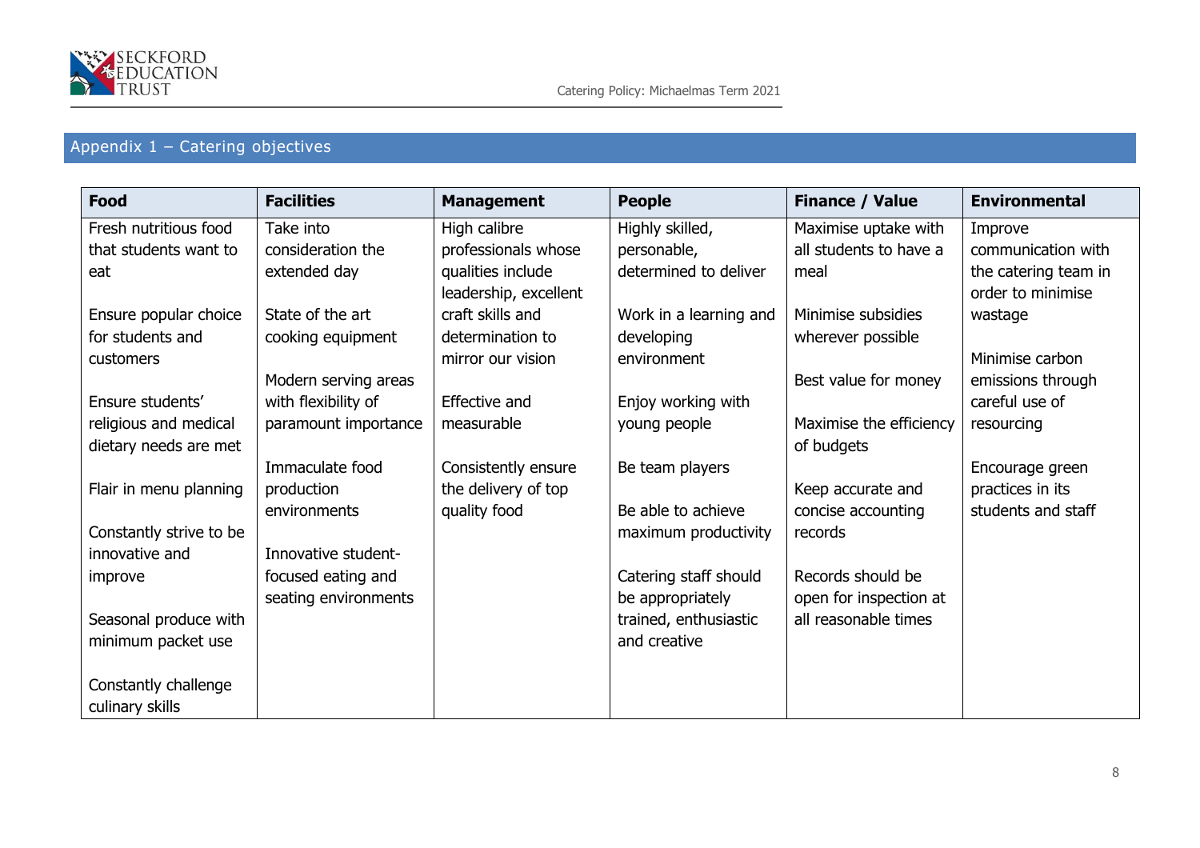## Appendix 1 – Catering objectives

| Food | Facilities | Management | People | Finance / Value | Environmental |
|---|---|---|---|---|---|
| Fresh nutritious food that students want to eat<br><br>Ensure popular choice for students and customers<br><br>Ensure students' religious and medical dietary needs are met<br><br>Flair in menu planning<br><br>Constantly strive to be innovative and improve<br><br>Seasonal produce with minimum packet use<br><br>Constantly challenge culinary skills | Take into consideration the extended day<br><br>State of the art cooking equipment<br><br>Modern serving areas with flexibility of paramount importance<br><br>Immaculate food production environments<br><br>Innovative student-focused eating and seating environments | High calibre professionals whose qualities include leadership, excellent craft skills and determination to mirror our vision<br><br>Effective and measurable<br><br>Consistently ensure the delivery of top quality food | Highly skilled, personable, determined to deliver<br><br>Work in a learning and developing environment<br><br>Enjoy working with young people<br><br>Be team players<br><br>Be able to achieve maximum productivity<br><br>Catering staff should be appropriately trained, enthusiastic and creative | Maximise uptake with all students to have a meal<br><br>Minimise subsidies wherever possible<br><br>Best value for money<br><br>Maximise the efficiency of budgets<br><br>Keep accurate and concise accounting records<br><br>Records should be open for inspection at all reasonable times | Improve communication with the catering team in order to minimise wastage<br><br>Minimise carbon emissions through careful use of resourcing<br><br>Encourage green practices in its students and staff |